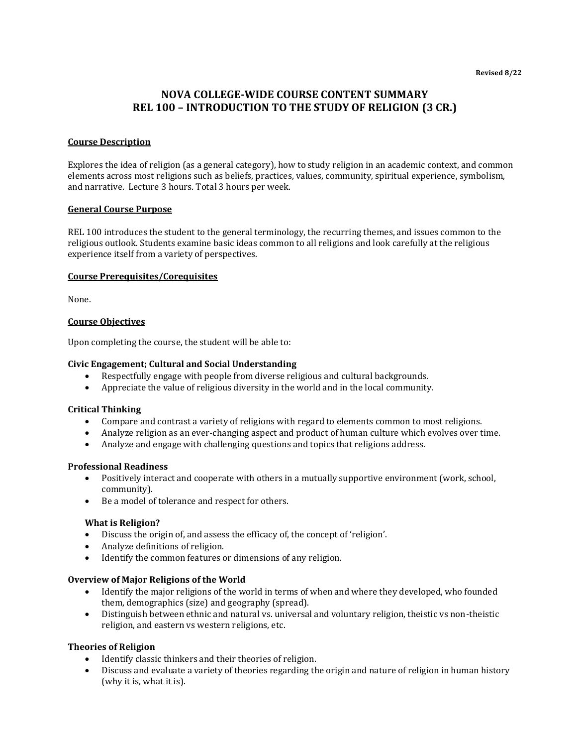Revised 8/22

# NOVA COLLEGE-WIDE COURSE CONTENT SUMMARY
# REL 100 – INTRODUCTION TO THE STUDY OF RELIGION (3 CR.)

## Course Description

Explores the idea of religion (as a general category), how to study religion in an academic context, and common elements across most religions such as beliefs, practices, values, community, spiritual experience, symbolism, and narrative. Lecture 3 hours. Total 3 hours per week.

## General Course Purpose

REL 100 introduces the student to the general terminology, the recurring themes, and issues common to the religious outlook. Students examine basic ideas common to all religions and look carefully at the religious experience itself from a variety of perspectives.

## Course Prerequisites/Corequisites

None.

## Course Objectives

Upon completing the course, the student will be able to:

### Civic Engagement; Cultural and Social Understanding

- Respectfully engage with people from diverse religious and cultural backgrounds.
- Appreciate the value of religious diversity in the world and in the local community.

### Critical Thinking

- Compare and contrast a variety of religions with regard to elements common to most religions.
- Analyze religion as an ever-changing aspect and product of human culture which evolves over time.
- Analyze and engage with challenging questions and topics that religions address.

### Professional Readiness

- Positively interact and cooperate with others in a mutually supportive environment (work, school, community).
- Be a model of tolerance and respect for others.

### What is Religion?

- Discuss the origin of, and assess the efficacy of, the concept of 'religion'.
- Analyze definitions of religion.
- Identify the common features or dimensions of any religion.

### Overview of Major Religions of the World

- Identify the major religions of the world in terms of when and where they developed, who founded them, demographics (size) and geography (spread).
- Distinguish between ethnic and natural vs. universal and voluntary religion, theistic vs non-theistic religion, and eastern vs western religions, etc.

### Theories of Religion

- Identify classic thinkers and their theories of religion.
- Discuss and evaluate a variety of theories regarding the origin and nature of religion in human history (why it is, what it is).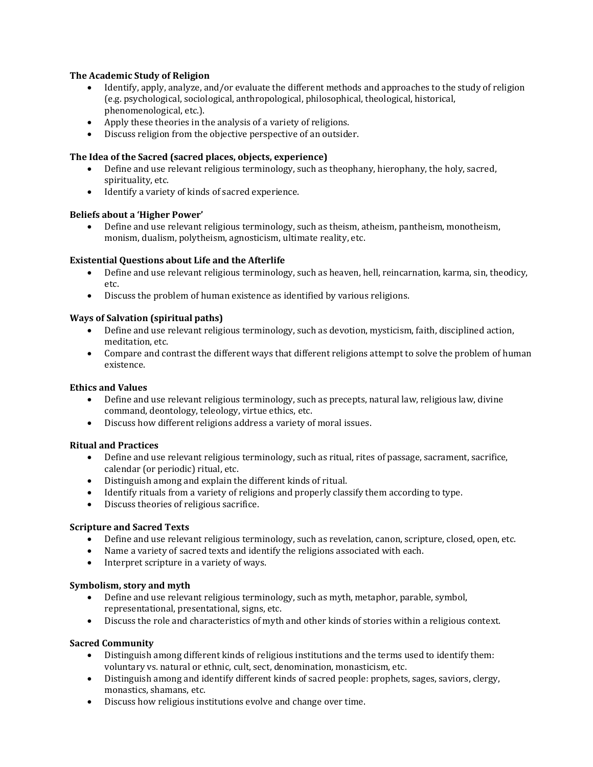**The Academic Study of Religion**

- Identify, apply, analyze, and/or evaluate the different methods and approaches to the study of religion (e.g. psychological, sociological, anthropological, philosophical, theological, historical, phenomenological, etc.).
- Apply these theories in the analysis of a variety of religions.
- Discuss religion from the objective perspective of an outsider.

**The Idea of the Sacred (sacred places, objects, experience)**

- Define and use relevant religious terminology, such as theophany, hierophany, the holy, sacred, spirituality, etc.
- Identify a variety of kinds of sacred experience.

**Beliefs about a 'Higher Power'**

- Define and use relevant religious terminology, such as theism, atheism, pantheism, monotheism, monism, dualism, polytheism, agnosticism, ultimate reality, etc.

**Existential Questions about Life and the Afterlife**

- Define and use relevant religious terminology, such as heaven, hell, reincarnation, karma, sin, theodicy, etc.
- Discuss the problem of human existence as identified by various religions.

**Ways of Salvation (spiritual paths)**

- Define and use relevant religious terminology, such as devotion, mysticism, faith, disciplined action, meditation, etc.
- Compare and contrast the different ways that different religions attempt to solve the problem of human existence.

**Ethics and Values**

- Define and use relevant religious terminology, such as precepts, natural law, religious law, divine command, deontology, teleology, virtue ethics, etc.
- Discuss how different religions address a variety of moral issues.

**Ritual and Practices**

- Define and use relevant religious terminology, such as ritual, rites of passage, sacrament, sacrifice, calendar (or periodic) ritual, etc.
- Distinguish among and explain the different kinds of ritual.
- Identify rituals from a variety of religions and properly classify them according to type.
- Discuss theories of religious sacrifice.

**Scripture and Sacred Texts**

- Define and use relevant religious terminology, such as revelation, canon, scripture, closed, open, etc.
- Name a variety of sacred texts and identify the religions associated with each.
- Interpret scripture in a variety of ways.

**Symbolism, story and myth**

- Define and use relevant religious terminology, such as myth, metaphor, parable, symbol, representational, presentational, signs, etc.
- Discuss the role and characteristics of myth and other kinds of stories within a religious context.

**Sacred Community**

- Distinguish among different kinds of religious institutions and the terms used to identify them: voluntary vs. natural or ethnic, cult, sect, denomination, monasticism, etc.
- Distinguish among and identify different kinds of sacred people: prophets, sages, saviors, clergy, monastics, shamans, etc.
- Discuss how religious institutions evolve and change over time.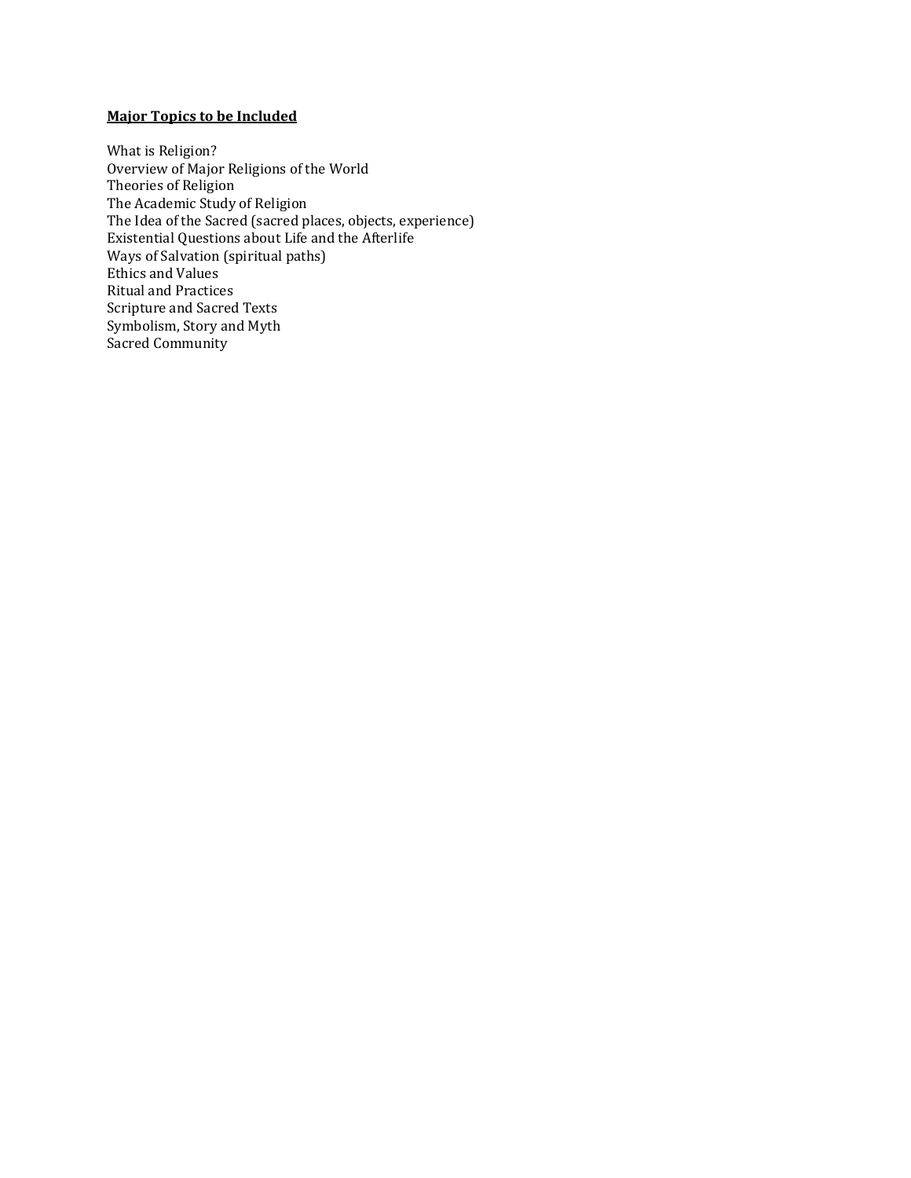**<u>Major Topics to be Included</u>**

What is Religion?
Overview of Major Religions of the World
Theories of Religion
The Academic Study of Religion
The Idea of the Sacred (sacred places, objects, experience)
Existential Questions about Life and the Afterlife
Ways of Salvation (spiritual paths)
Ethics and Values
Ritual and Practices
Scripture and Sacred Texts
Symbolism, Story and Myth
Sacred Community